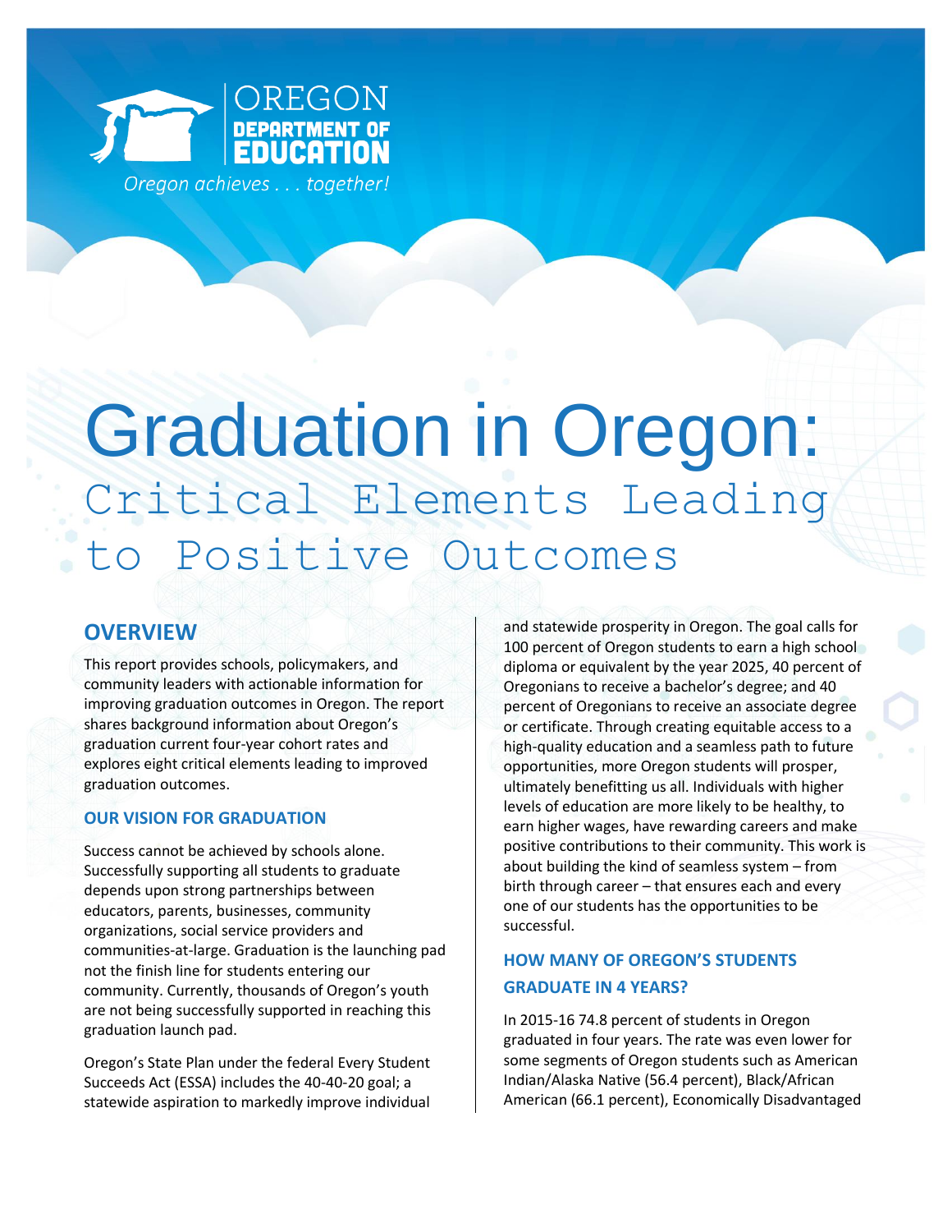OREGON DEPARTMENT OF EDUCATION

*Oregon achieves . . . together!*

# Graduation in Oregon: Critical Elements Leading to Positive Outcomes

## OVERVIEW

This report provides schools, policymakers, and community leaders with actionable information for improving graduation outcomes in Oregon. The report shares background information about Oregon's graduation current four-year cohort rates and explores eight critical elements leading to improved graduation outcomes.

### OUR VISION FOR GRADUATION

Success cannot be achieved by schools alone. Successfully supporting all students to graduate depends upon strong partnerships between educators, parents, businesses, community organizations, social service providers and communities-at-large. Graduation is the launching pad not the finish line for students entering our community. Currently, thousands of Oregon's youth are not being successfully supported in reaching this graduation launch pad.

Oregon's State Plan under the federal Every Student Succeeds Act (ESSA) includes the 40-40-20 goal; a statewide aspiration to markedly improve individual and statewide prosperity in Oregon. The goal calls for 100 percent of Oregon students to earn a high school diploma or equivalent by the year 2025, 40 percent of Oregonians to receive a bachelor's degree; and 40 percent of Oregonians to receive an associate degree or certificate. Through creating equitable access to a high-quality education and a seamless path to future opportunities, more Oregon students will prosper, ultimately benefitting us all. Individuals with higher levels of education are more likely to be healthy, to earn higher wages, have rewarding careers and make positive contributions to their community. This work is about building the kind of seamless system – from birth through career – that ensures each and every one of our students has the opportunities to be successful.

### HOW MANY OF OREGON'S STUDENTS GRADUATE IN 4 YEARS?

In 2015-16 74.8 percent of students in Oregon graduated in four years. The rate was even lower for some segments of Oregon students such as American Indian/Alaska Native (56.4 percent), Black/African American (66.1 percent), Economically Disadvantaged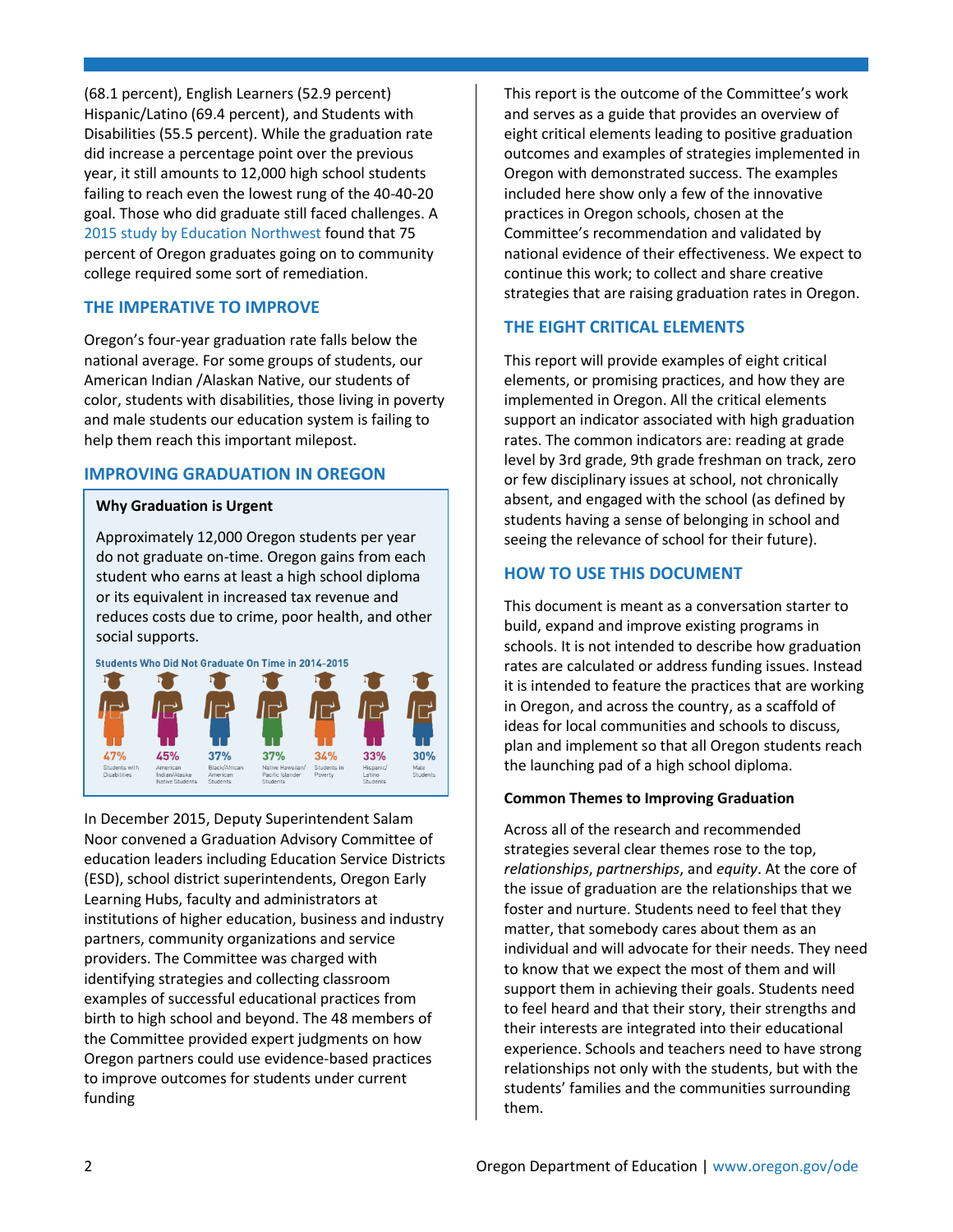(68.1 percent), English Learners (52.9 percent) Hispanic/Latino (69.4 percent), and Students with Disabilities (55.5 percent). While the graduation rate did increase a percentage point over the previous year, it still amounts to 12,000 high school students failing to reach even the lowest rung of the 40-40-20 goal. Those who did graduate still faced challenges. A 2015 study by Education Northwest found that 75 percent of Oregon graduates going on to community college required some sort of remediation.

## THE IMPERATIVE TO IMPROVE

Oregon's four-year graduation rate falls below the national average. For some groups of students, our American Indian /Alaskan Native, our students of color, students with disabilities, those living in poverty and male students our education system is failing to help them reach this important milepost.

## IMPROVING GRADUATION IN OREGON

**Why Graduation is Urgent**

Approximately 12,000 Oregon students per year do not graduate on-time. Oregon gains from each student who earns at least a high school diploma or its equivalent in increased tax revenue and reduces costs due to crime, poor health, and other social supports.

**Students Who Did Not Graduate On Time in 2014-2015**

| Students with Disabilities | American Indian/Alaska Native Students | Black/African American Students | Native Hawaiian/Pacific Islander Students | Students in Poverty | Hispanic/Latino Students | Male Students |
|---|---|---|---|---|---|---|
| 47% | 45% | 37% | 37% | 34% | 33% | 30% |

In December 2015, Deputy Superintendent Salam Noor convened a Graduation Advisory Committee of education leaders including Education Service Districts (ESD), school district superintendents, Oregon Early Learning Hubs, faculty and administrators at institutions of higher education, business and industry partners, community organizations and service providers. The Committee was charged with identifying strategies and collecting classroom examples of successful educational practices from birth to high school and beyond. The 48 members of the Committee provided expert judgments on how Oregon partners could use evidence-based practices to improve outcomes for students under current funding

This report is the outcome of the Committee's work and serves as a guide that provides an overview of eight critical elements leading to positive graduation outcomes and examples of strategies implemented in Oregon with demonstrated success. The examples included here show only a few of the innovative practices in Oregon schools, chosen at the Committee's recommendation and validated by national evidence of their effectiveness. We expect to continue this work; to collect and share creative strategies that are raising graduation rates in Oregon.

## THE EIGHT CRITICAL ELEMENTS

This report will provide examples of eight critical elements, or promising practices, and how they are implemented in Oregon. All the critical elements support an indicator associated with high graduation rates. The common indicators are: reading at grade level by 3rd grade, 9th grade freshman on track, zero or few disciplinary issues at school, not chronically absent, and engaged with the school (as defined by students having a sense of belonging in school and seeing the relevance of school for their future).

## HOW TO USE THIS DOCUMENT

This document is meant as a conversation starter to build, expand and improve existing programs in schools. It is not intended to describe how graduation rates are calculated or address funding issues. Instead it is intended to feature the practices that are working in Oregon, and across the country, as a scaffold of ideas for local communities and schools to discuss, plan and implement so that all Oregon students reach the launching pad of a high school diploma.

**Common Themes to Improving Graduation**

Across all of the research and recommended strategies several clear themes rose to the top, *relationships*, *partnerships*, and *equity*. At the core of the issue of graduation are the relationships that we foster and nurture. Students need to feel that they matter, that somebody cares about them as an individual and will advocate for their needs. They need to know that we expect the most of them and will support them in achieving their goals. Students need to feel heard and that their story, their strengths and their interests are integrated into their educational experience. Schools and teachers need to have strong relationships not only with the students, but with the students' families and the communities surrounding them.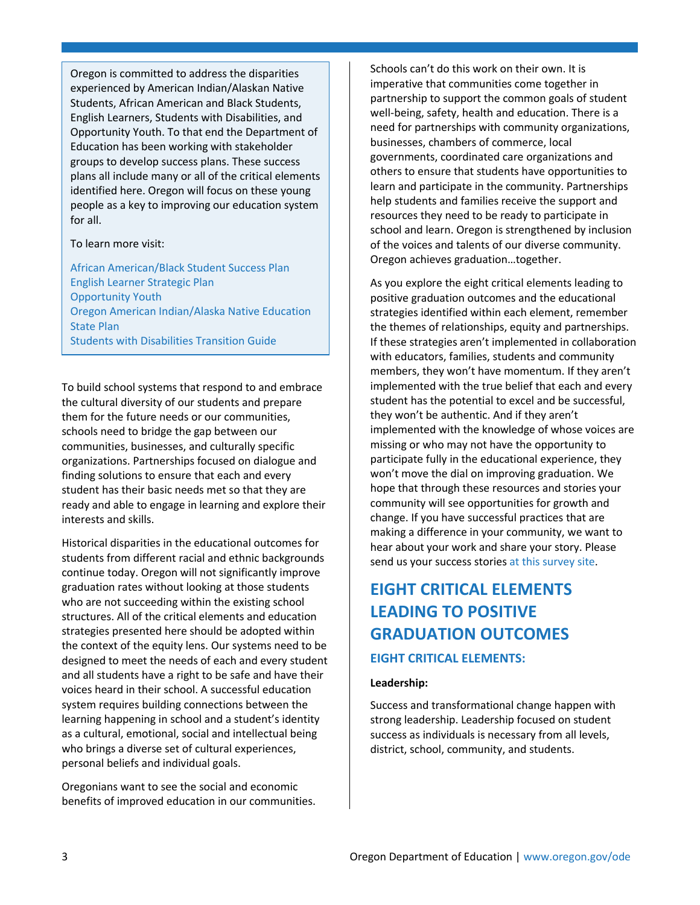Oregon is committed to address the disparities experienced by American Indian/Alaskan Native Students, African American and Black Students, English Learners, Students with Disabilities, and Opportunity Youth. To that end the Department of Education has been working with stakeholder groups to develop success plans. These success plans all include many or all of the critical elements identified here. Oregon will focus on these young people as a key to improving our education system for all.

To learn more visit:

African American/Black Student Success Plan
English Learner Strategic Plan
Opportunity Youth
Oregon American Indian/Alaska Native Education State Plan
Students with Disabilities Transition Guide

To build school systems that respond to and embrace the cultural diversity of our students and prepare them for the future needs or our communities, schools need to bridge the gap between our communities, businesses, and culturally specific organizations. Partnerships focused on dialogue and finding solutions to ensure that each and every student has their basic needs met so that they are ready and able to engage in learning and explore their interests and skills.

Historical disparities in the educational outcomes for students from different racial and ethnic backgrounds continue today. Oregon will not significantly improve graduation rates without looking at those students who are not succeeding within the existing school structures. All of the critical elements and education strategies presented here should be adopted within the context of the equity lens. Our systems need to be designed to meet the needs of each and every student and all students have a right to be safe and have their voices heard in their school. A successful education system requires building connections between the learning happening in school and a student's identity as a cultural, emotional, social and intellectual being who brings a diverse set of cultural experiences, personal beliefs and individual goals.

Oregonians want to see the social and economic benefits of improved education in our communities. Schools can't do this work on their own. It is imperative that communities come together in partnership to support the common goals of student well-being, safety, health and education. There is a need for partnerships with community organizations, businesses, chambers of commerce, local governments, coordinated care organizations and others to ensure that students have opportunities to learn and participate in the community. Partnerships help students and families receive the support and resources they need to be ready to participate in school and learn. Oregon is strengthened by inclusion of the voices and talents of our diverse community. Oregon achieves graduation…together.

As you explore the eight critical elements leading to positive graduation outcomes and the educational strategies identified within each element, remember the themes of relationships, equity and partnerships. If these strategies aren't implemented in collaboration with educators, families, students and community members, they won't have momentum. If they aren't implemented with the true belief that each and every student has the potential to excel and be successful, they won't be authentic. And if they aren't implemented with the knowledge of whose voices are missing or who may not have the opportunity to participate fully in the educational experience, they won't move the dial on improving graduation. We hope that through these resources and stories your community will see opportunities for growth and change. If you have successful practices that are making a difference in your community, we want to hear about your work and share your story. Please send us your success stories at this survey site.

# EIGHT CRITICAL ELEMENTS LEADING TO POSITIVE GRADUATION OUTCOMES

## EIGHT CRITICAL ELEMENTS:

**Leadership:**

Success and transformational change happen with strong leadership. Leadership focused on student success as individuals is necessary from all levels, district, school, community, and students.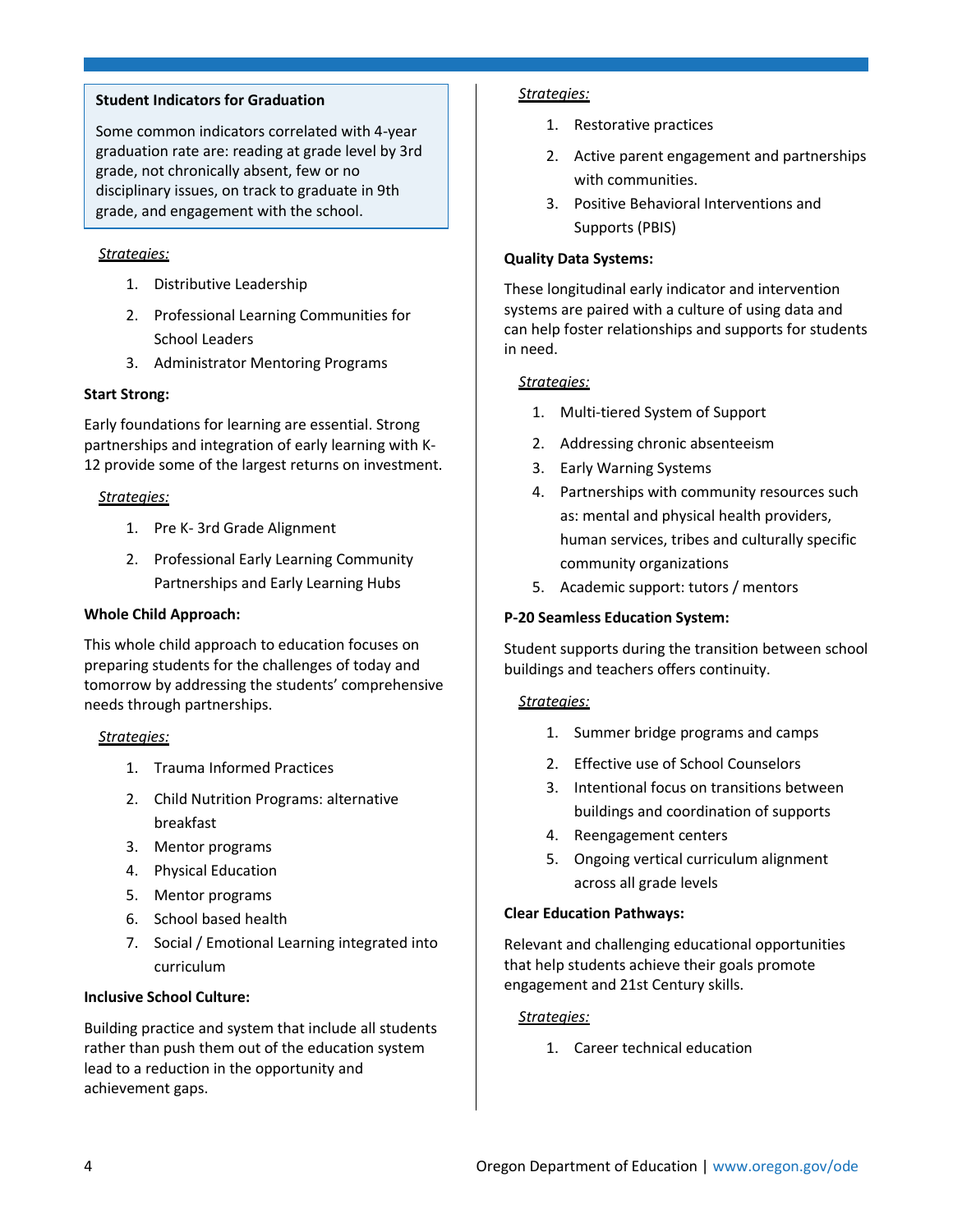> **Student Indicators for Graduation**
>
> Some common indicators correlated with 4-year graduation rate are: reading at grade level by 3rd grade, not chronically absent, few or no disciplinary issues, on track to graduate in 9th grade, and engagement with the school.

*Strategies:*

1. Distributive Leadership
2. Professional Learning Communities for School Leaders
3. Administrator Mentoring Programs

**Start Strong:**

Early foundations for learning are essential. Strong partnerships and integration of early learning with K-12 provide some of the largest returns on investment.

*Strategies:*

1. Pre K- 3rd Grade Alignment
2. Professional Early Learning Community Partnerships and Early Learning Hubs

**Whole Child Approach:**

This whole child approach to education focuses on preparing students for the challenges of today and tomorrow by addressing the students' comprehensive needs through partnerships.

*Strategies:*

1. Trauma Informed Practices
2. Child Nutrition Programs: alternative breakfast
3. Mentor programs
4. Physical Education
5. Mentor programs
6. School based health
7. Social / Emotional Learning integrated into curriculum

**Inclusive School Culture:**

Building practice and system that include all students rather than push them out of the education system lead to a reduction in the opportunity and achievement gaps.

*Strategies:*

1. Restorative practices
2. Active parent engagement and partnerships with communities.
3. Positive Behavioral Interventions and Supports (PBIS)

**Quality Data Systems:**

These longitudinal early indicator and intervention systems are paired with a culture of using data and can help foster relationships and supports for students in need.

*Strategies:*

1. Multi-tiered System of Support
2. Addressing chronic absenteeism
3. Early Warning Systems
4. Partnerships with community resources such as: mental and physical health providers, human services, tribes and culturally specific community organizations
5. Academic support: tutors / mentors

**P-20 Seamless Education System:**

Student supports during the transition between school buildings and teachers offers continuity.

*Strategies:*

1. Summer bridge programs and camps
2. Effective use of School Counselors
3. Intentional focus on transitions between buildings and coordination of supports
4. Reengagement centers
5. Ongoing vertical curriculum alignment across all grade levels

**Clear Education Pathways:**

Relevant and challenging educational opportunities that help students achieve their goals promote engagement and 21st Century skills.

*Strategies:*

1. Career technical education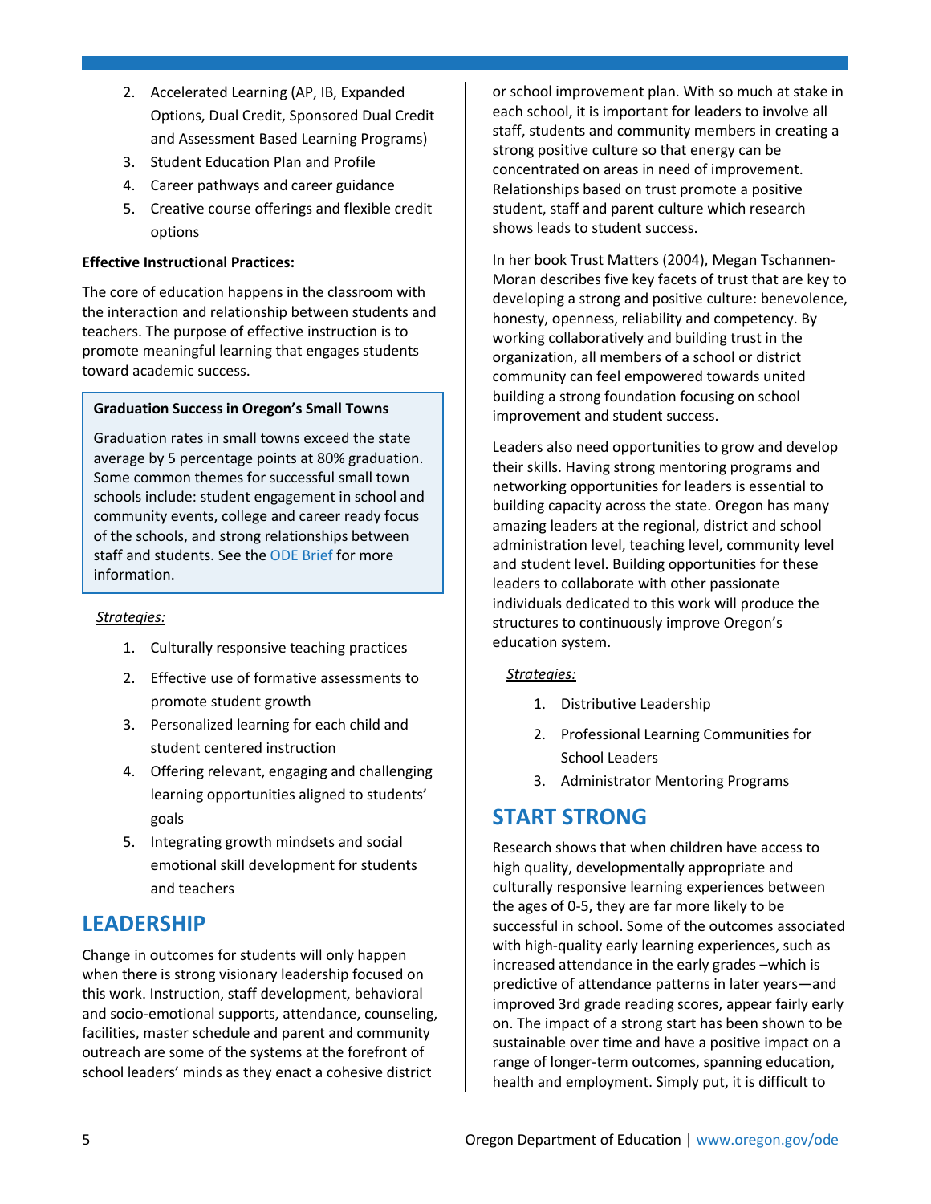2. Accelerated Learning (AP, IB, Expanded Options, Dual Credit, Sponsored Dual Credit and Assessment Based Learning Programs)
3. Student Education Plan and Profile
4. Career pathways and career guidance
5. Creative course offerings and flexible credit options

**Effective Instructional Practices:**

The core of education happens in the classroom with the interaction and relationship between students and teachers. The purpose of effective instruction is to promote meaningful learning that engages students toward academic success.

> **Graduation Success in Oregon's Small Towns**
>
> Graduation rates in small towns exceed the state average by 5 percentage points at 80% graduation. Some common themes for successful small town schools include: student engagement in school and community events, college and career ready focus of the schools, and strong relationships between staff and students. See the ODE Brief for more information.

*Strategies:*

1. Culturally responsive teaching practices
2. Effective use of formative assessments to promote student growth
3. Personalized learning for each child and student centered instruction
4. Offering relevant, engaging and challenging learning opportunities aligned to students' goals
5. Integrating growth mindsets and social emotional skill development for students and teachers

## LEADERSHIP

Change in outcomes for students will only happen when there is strong visionary leadership focused on this work. Instruction, staff development, behavioral and socio-emotional supports, attendance, counseling, facilities, master schedule and parent and community outreach are some of the systems at the forefront of school leaders' minds as they enact a cohesive district or school improvement plan. With so much at stake in each school, it is important for leaders to involve all staff, students and community members in creating a strong positive culture so that energy can be concentrated on areas in need of improvement. Relationships based on trust promote a positive student, staff and parent culture which research shows leads to student success.

In her book Trust Matters (2004), Megan Tschannen-Moran describes five key facets of trust that are key to developing a strong and positive culture: benevolence, honesty, openness, reliability and competency. By working collaboratively and building trust in the organization, all members of a school or district community can feel empowered towards united building a strong foundation focusing on school improvement and student success.

Leaders also need opportunities to grow and develop their skills. Having strong mentoring programs and networking opportunities for leaders is essential to building capacity across the state. Oregon has many amazing leaders at the regional, district and school administration level, teaching level, community level and student level. Building opportunities for these leaders to collaborate with other passionate individuals dedicated to this work will produce the structures to continuously improve Oregon's education system.

*Strategies:*

1. Distributive Leadership
2. Professional Learning Communities for School Leaders
3. Administrator Mentoring Programs

## START STRONG

Research shows that when children have access to high quality, developmentally appropriate and culturally responsive learning experiences between the ages of 0-5, they are far more likely to be successful in school. Some of the outcomes associated with high-quality early learning experiences, such as increased attendance in the early grades –which is predictive of attendance patterns in later years—and improved 3rd grade reading scores, appear fairly early on. The impact of a strong start has been shown to be sustainable over time and have a positive impact on a range of longer-term outcomes, spanning education, health and employment. Simply put, it is difficult to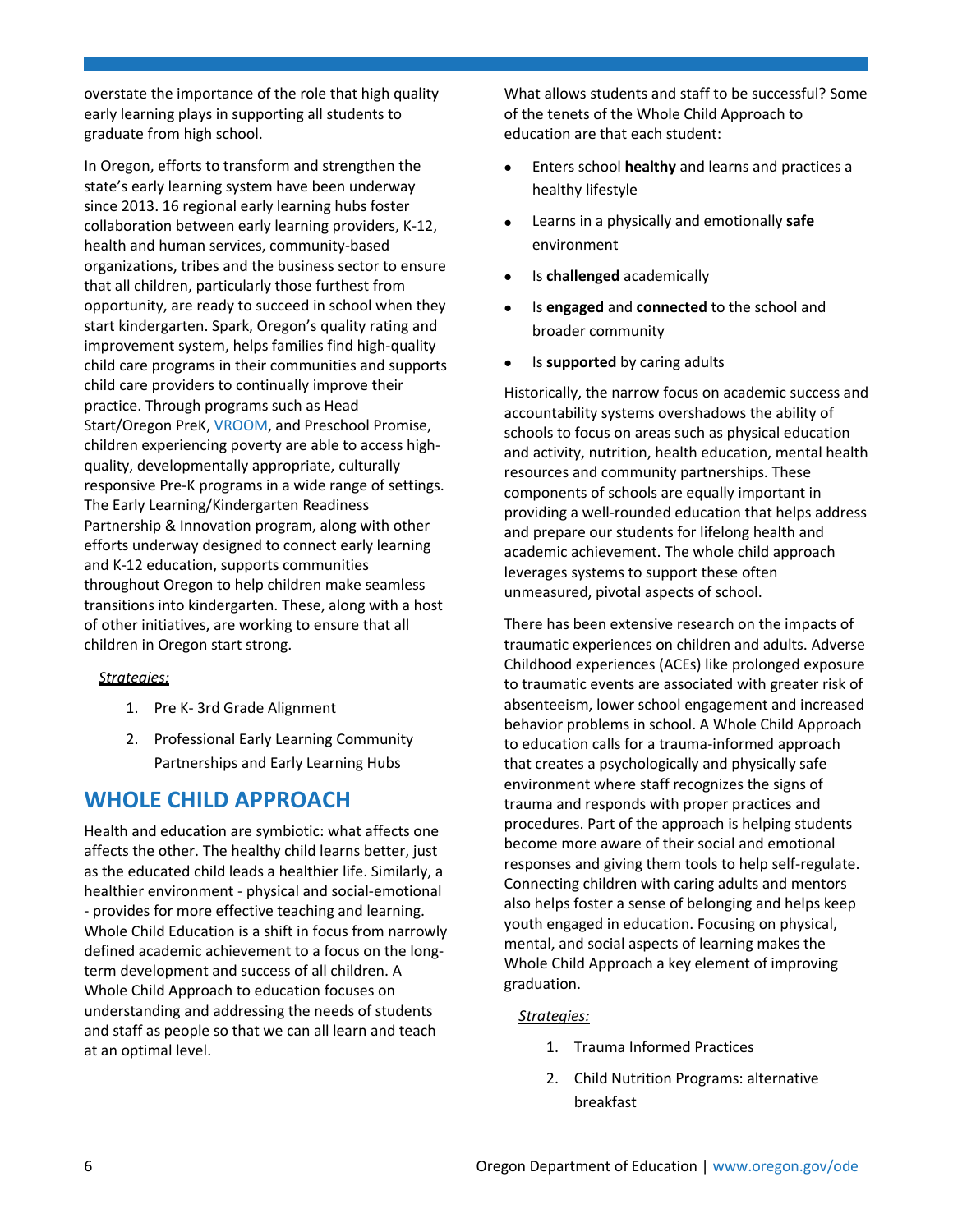overstate the importance of the role that high quality early learning plays in supporting all students to graduate from high school.

In Oregon, efforts to transform and strengthen the state's early learning system have been underway since 2013. 16 regional early learning hubs foster collaboration between early learning providers, K-12, health and human services, community-based organizations, tribes and the business sector to ensure that all children, particularly those furthest from opportunity, are ready to succeed in school when they start kindergarten. Spark, Oregon's quality rating and improvement system, helps families find high-quality child care programs in their communities and supports child care providers to continually improve their practice. Through programs such as Head Start/Oregon PreK, VROOM, and Preschool Promise, children experiencing poverty are able to access high-quality, developmentally appropriate, culturally responsive Pre-K programs in a wide range of settings. The Early Learning/Kindergarten Readiness Partnership & Innovation program, along with other efforts underway designed to connect early learning and K-12 education, supports communities throughout Oregon to help children make seamless transitions into kindergarten. These, along with a host of other initiatives, are working to ensure that all children in Oregon start strong.

*Strategies:*

1. Pre K- 3rd Grade Alignment
2. Professional Early Learning Community Partnerships and Early Learning Hubs

## WHOLE CHILD APPROACH

Health and education are symbiotic: what affects one affects the other. The healthy child learns better, just as the educated child leads a healthier life. Similarly, a healthier environment - physical and social-emotional - provides for more effective teaching and learning. Whole Child Education is a shift in focus from narrowly defined academic achievement to a focus on the long-term development and success of all children. A Whole Child Approach to education focuses on understanding and addressing the needs of students and staff as people so that we can all learn and teach at an optimal level.

What allows students and staff to be successful? Some of the tenets of the Whole Child Approach to education are that each student:

- Enters school **healthy** and learns and practices a healthy lifestyle
- Learns in a physically and emotionally **safe** environment
- Is **challenged** academically
- Is **engaged** and **connected** to the school and broader community
- Is **supported** by caring adults

Historically, the narrow focus on academic success and accountability systems overshadows the ability of schools to focus on areas such as physical education and activity, nutrition, health education, mental health resources and community partnerships. These components of schools are equally important in providing a well-rounded education that helps address and prepare our students for lifelong health and academic achievement. The whole child approach leverages systems to support these often unmeasured, pivotal aspects of school.

There has been extensive research on the impacts of traumatic experiences on children and adults. Adverse Childhood experiences (ACEs) like prolonged exposure to traumatic events are associated with greater risk of absenteeism, lower school engagement and increased behavior problems in school. A Whole Child Approach to education calls for a trauma-informed approach that creates a psychologically and physically safe environment where staff recognizes the signs of trauma and responds with proper practices and procedures. Part of the approach is helping students become more aware of their social and emotional responses and giving them tools to help self-regulate. Connecting children with caring adults and mentors also helps foster a sense of belonging and helps keep youth engaged in education. Focusing on physical, mental, and social aspects of learning makes the Whole Child Approach a key element of improving graduation.

*Strategies:*

1. Trauma Informed Practices
2. Child Nutrition Programs: alternative breakfast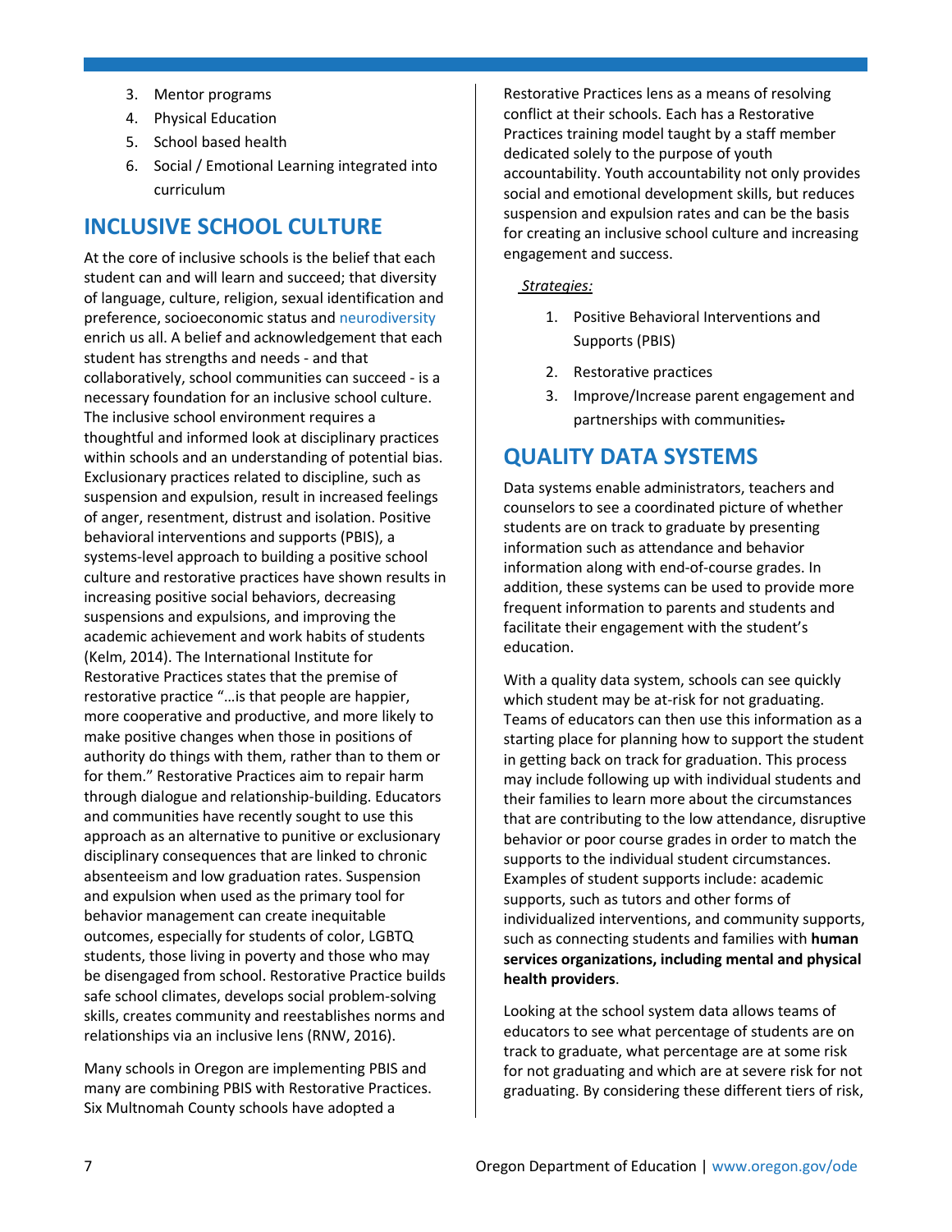3. Mentor programs
4. Physical Education
5. School based health
6. Social / Emotional Learning integrated into curriculum

## INCLUSIVE SCHOOL CULTURE

At the core of inclusive schools is the belief that each student can and will learn and succeed; that diversity of language, culture, religion, sexual identification and preference, socioeconomic status and neurodiversity enrich us all. A belief and acknowledgement that each student has strengths and needs - and that collaboratively, school communities can succeed - is a necessary foundation for an inclusive school culture. The inclusive school environment requires a thoughtful and informed look at disciplinary practices within schools and an understanding of potential bias. Exclusionary practices related to discipline, such as suspension and expulsion, result in increased feelings of anger, resentment, distrust and isolation. Positive behavioral interventions and supports (PBIS), a systems-level approach to building a positive school culture and restorative practices have shown results in increasing positive social behaviors, decreasing suspensions and expulsions, and improving the academic achievement and work habits of students (Kelm, 2014). The International Institute for Restorative Practices states that the premise of restorative practice "…is that people are happier, more cooperative and productive, and more likely to make positive changes when those in positions of authority do things with them, rather than to them or for them." Restorative Practices aim to repair harm through dialogue and relationship-building. Educators and communities have recently sought to use this approach as an alternative to punitive or exclusionary disciplinary consequences that are linked to chronic absenteeism and low graduation rates. Suspension and expulsion when used as the primary tool for behavior management can create inequitable outcomes, especially for students of color, LGBTQ students, those living in poverty and those who may be disengaged from school. Restorative Practice builds safe school climates, develops social problem-solving skills, creates community and reestablishes norms and relationships via an inclusive lens (RNW, 2016).

Many schools in Oregon are implementing PBIS and many are combining PBIS with Restorative Practices. Six Multnomah County schools have adopted a Restorative Practices lens as a means of resolving conflict at their schools. Each has a Restorative Practices training model taught by a staff member dedicated solely to the purpose of youth accountability. Youth accountability not only provides social and emotional development skills, but reduces suspension and expulsion rates and can be the basis for creating an inclusive school culture and increasing engagement and success.

*Strategies:*

1. Positive Behavioral Interventions and Supports (PBIS)
2. Restorative practices
3. Improve/Increase parent engagement and partnerships with communities.

## QUALITY DATA SYSTEMS

Data systems enable administrators, teachers and counselors to see a coordinated picture of whether students are on track to graduate by presenting information such as attendance and behavior information along with end-of-course grades. In addition, these systems can be used to provide more frequent information to parents and students and facilitate their engagement with the student's education.

With a quality data system, schools can see quickly which student may be at-risk for not graduating. Teams of educators can then use this information as a starting place for planning how to support the student in getting back on track for graduation. This process may include following up with individual students and their families to learn more about the circumstances that are contributing to the low attendance, disruptive behavior or poor course grades in order to match the supports to the individual student circumstances. Examples of student supports include: academic supports, such as tutors and other forms of individualized interventions, and community supports, such as connecting students and families with **human services organizations, including mental and physical health providers**.

Looking at the school system data allows teams of educators to see what percentage of students are on track to graduate, what percentage are at some risk for not graduating and which are at severe risk for not graduating. By considering these different tiers of risk,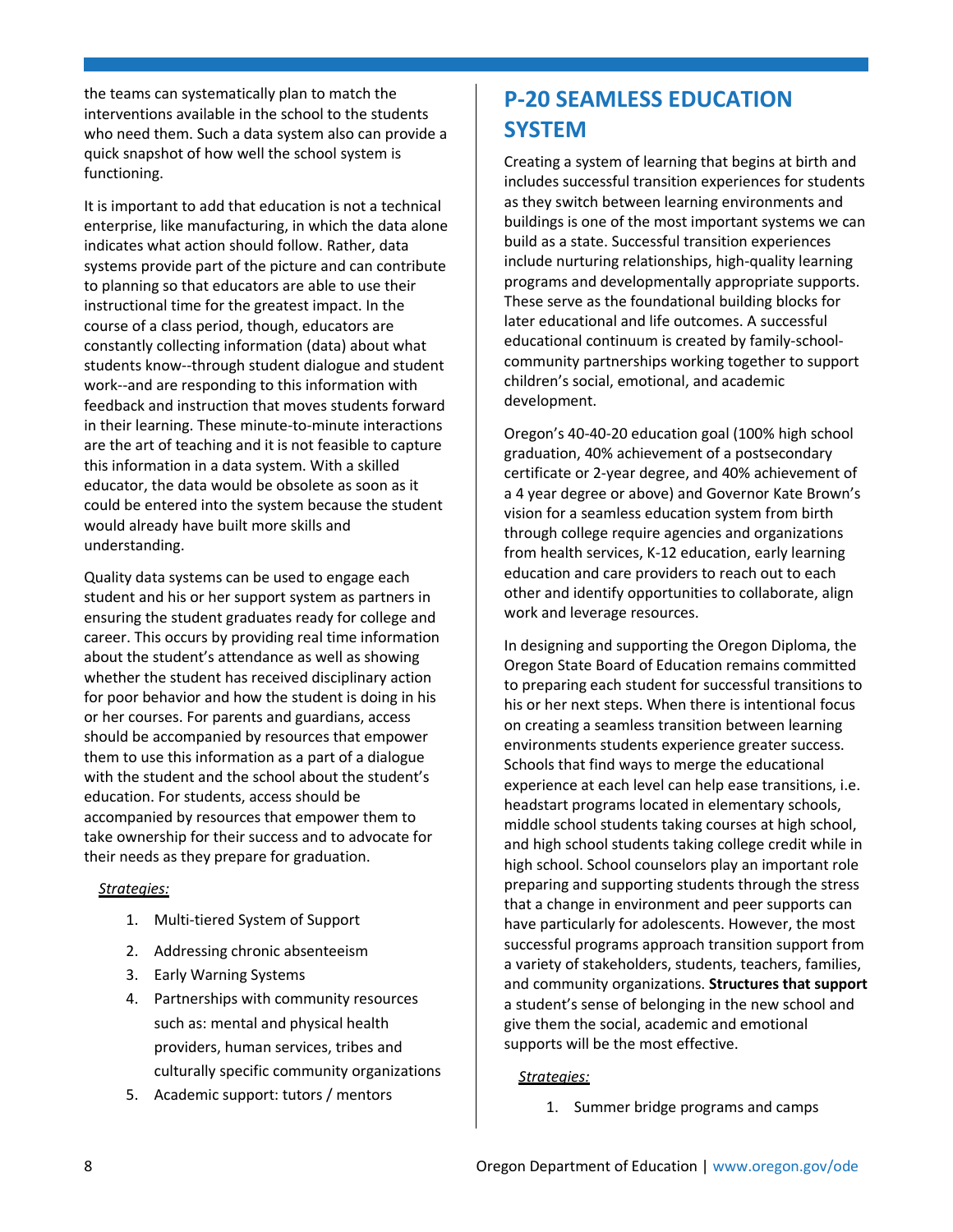the teams can systematically plan to match the interventions available in the school to the students who need them. Such a data system also can provide a quick snapshot of how well the school system is functioning.

It is important to add that education is not a technical enterprise, like manufacturing, in which the data alone indicates what action should follow. Rather, data systems provide part of the picture and can contribute to planning so that educators are able to use their instructional time for the greatest impact. In the course of a class period, though, educators are constantly collecting information (data) about what students know--through student dialogue and student work--and are responding to this information with feedback and instruction that moves students forward in their learning. These minute-to-minute interactions are the art of teaching and it is not feasible to capture this information in a data system. With a skilled educator, the data would be obsolete as soon as it could be entered into the system because the student would already have built more skills and understanding.

Quality data systems can be used to engage each student and his or her support system as partners in ensuring the student graduates ready for college and career. This occurs by providing real time information about the student's attendance as well as showing whether the student has received disciplinary action for poor behavior and how the student is doing in his or her courses. For parents and guardians, access should be accompanied by resources that empower them to use this information as a part of a dialogue with the student and the school about the student's education. For students, access should be accompanied by resources that empower them to take ownership for their success and to advocate for their needs as they prepare for graduation.

*Strategies:*

1. Multi-tiered System of Support
2. Addressing chronic absenteeism
3. Early Warning Systems
4. Partnerships with community resources such as: mental and physical health providers, human services, tribes and culturally specific community organizations
5. Academic support: tutors / mentors

## P-20 SEAMLESS EDUCATION SYSTEM

Creating a system of learning that begins at birth and includes successful transition experiences for students as they switch between learning environments and buildings is one of the most important systems we can build as a state. Successful transition experiences include nurturing relationships, high-quality learning programs and developmentally appropriate supports. These serve as the foundational building blocks for later educational and life outcomes. A successful educational continuum is created by family-school-community partnerships working together to support children's social, emotional, and academic development.

Oregon's 40-40-20 education goal (100% high school graduation, 40% achievement of a postsecondary certificate or 2-year degree, and 40% achievement of a 4 year degree or above) and Governor Kate Brown's vision for a seamless education system from birth through college require agencies and organizations from health services, K-12 education, early learning education and care providers to reach out to each other and identify opportunities to collaborate, align work and leverage resources.

In designing and supporting the Oregon Diploma, the Oregon State Board of Education remains committed to preparing each student for successful transitions to his or her next steps. When there is intentional focus on creating a seamless transition between learning environments students experience greater success. Schools that find ways to merge the educational experience at each level can help ease transitions, i.e. headstart programs located in elementary schools, middle school students taking courses at high school, and high school students taking college credit while in high school. School counselors play an important role preparing and supporting students through the stress that a change in environment and peer supports can have particularly for adolescents. However, the most successful programs approach transition support from a variety of stakeholders, students, teachers, families, and community organizations. **Structures that support** a student's sense of belonging in the new school and give them the social, academic and emotional supports will be the most effective.

*Strategies:*

1. Summer bridge programs and camps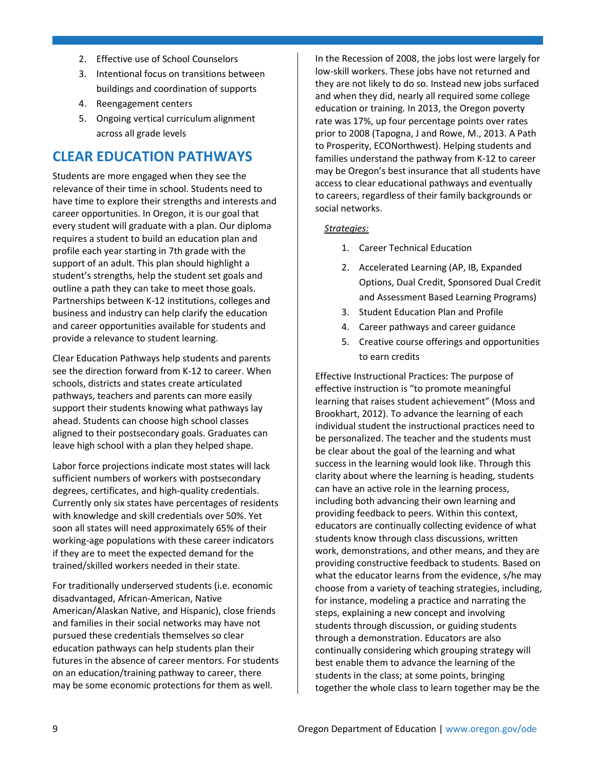2. Effective use of School Counselors
3. Intentional focus on transitions between buildings and coordination of supports
4. Reengagement centers
5. Ongoing vertical curriculum alignment across all grade levels

## CLEAR EDUCATION PATHWAYS

Students are more engaged when they see the relevance of their time in school. Students need to have time to explore their strengths and interests and career opportunities. In Oregon, it is our goal that every student will graduate with a plan. Our diploma requires a student to build an education plan and profile each year starting in 7th grade with the support of an adult. This plan should highlight a student's strengths, help the student set goals and outline a path they can take to meet those goals. Partnerships between K-12 institutions, colleges and business and industry can help clarify the education and career opportunities available for students and provide a relevance to student learning.

Clear Education Pathways help students and parents see the direction forward from K-12 to career. When schools, districts and states create articulated pathways, teachers and parents can more easily support their students knowing what pathways lay ahead. Students can choose high school classes aligned to their postsecondary goals. Graduates can leave high school with a plan they helped shape.

Labor force projections indicate most states will lack sufficient numbers of workers with postsecondary degrees, certificates, and high-quality credentials. Currently only six states have percentages of residents with knowledge and skill credentials over 50%. Yet soon all states will need approximately 65% of their working-age populations with these career indicators if they are to meet the expected demand for the trained/skilled workers needed in their state.

For traditionally underserved students (i.e. economic disadvantaged, African-American, Native American/Alaskan Native, and Hispanic), close friends and families in their social networks may have not pursued these credentials themselves so clear education pathways can help students plan their futures in the absence of career mentors. For students on an education/training pathway to career, there may be some economic protections for them as well.

In the Recession of 2008, the jobs lost were largely for low-skill workers. These jobs have not returned and they are not likely to do so. Instead new jobs surfaced and when they did, nearly all required some college education or training. In 2013, the Oregon poverty rate was 17%, up four percentage points over rates prior to 2008 (Tapogna, J and Rowe, M., 2013. A Path to Prosperity, ECONorthwest). Helping students and families understand the pathway from K-12 to career may be Oregon's best insurance that all students have access to clear educational pathways and eventually to careers, regardless of their family backgrounds or social networks.

*Strategies:*

1. Career Technical Education
2. Accelerated Learning (AP, IB, Expanded Options, Dual Credit, Sponsored Dual Credit and Assessment Based Learning Programs)
3. Student Education Plan and Profile
4. Career pathways and career guidance
5. Creative course offerings and opportunities to earn credits

Effective Instructional Practices: The purpose of effective instruction is "to promote meaningful learning that raises student achievement" (Moss and Brookhart, 2012). To advance the learning of each individual student the instructional practices need to be personalized. The teacher and the students must be clear about the goal of the learning and what success in the learning would look like. Through this clarity about where the learning is heading, students can have an active role in the learning process, including both advancing their own learning and providing feedback to peers. Within this context, educators are continually collecting evidence of what students know through class discussions, written work, demonstrations, and other means, and they are providing constructive feedback to students. Based on what the educator learns from the evidence, s/he may choose from a variety of teaching strategies, including, for instance, modeling a practice and narrating the steps, explaining a new concept and involving students through discussion, or guiding students through a demonstration. Educators are also continually considering which grouping strategy will best enable them to advance the learning of the students in the class; at some points, bringing together the whole class to learn together may be the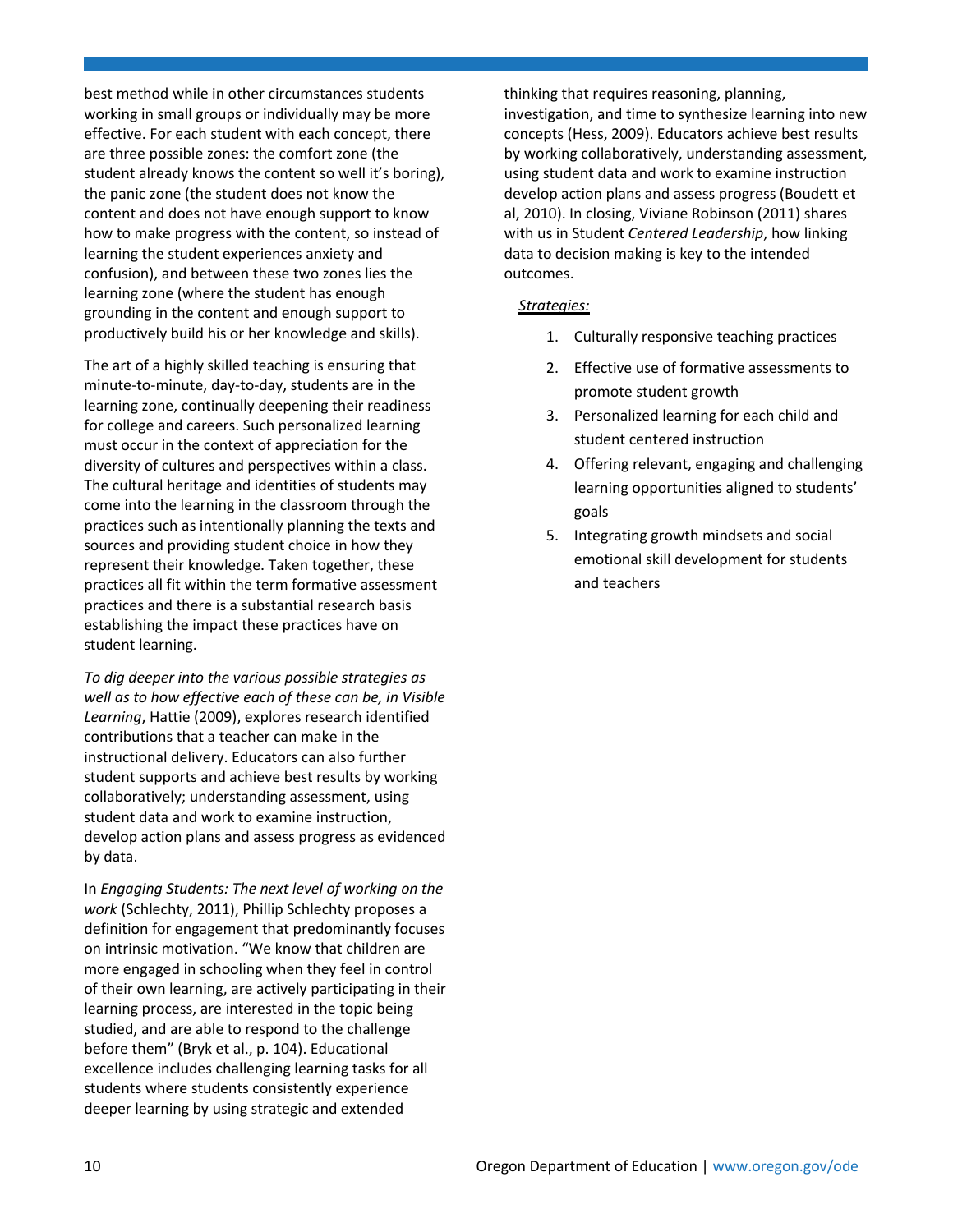best method while in other circumstances students working in small groups or individually may be more effective. For each student with each concept, there are three possible zones: the comfort zone (the student already knows the content so well it's boring), the panic zone (the student does not know the content and does not have enough support to know how to make progress with the content, so instead of learning the student experiences anxiety and confusion), and between these two zones lies the learning zone (where the student has enough grounding in the content and enough support to productively build his or her knowledge and skills).

The art of a highly skilled teaching is ensuring that minute-to-minute, day-to-day, students are in the learning zone, continually deepening their readiness for college and careers. Such personalized learning must occur in the context of appreciation for the diversity of cultures and perspectives within a class. The cultural heritage and identities of students may come into the learning in the classroom through the practices such as intentionally planning the texts and sources and providing student choice in how they represent their knowledge. Taken together, these practices all fit within the term formative assessment practices and there is a substantial research basis establishing the impact these practices have on student learning.

*To dig deeper into the various possible strategies as well as to how effective each of these can be, in Visible Learning*, Hattie (2009), explores research identified contributions that a teacher can make in the instructional delivery. Educators can also further student supports and achieve best results by working collaboratively; understanding assessment, using student data and work to examine instruction, develop action plans and assess progress as evidenced by data.

In *Engaging Students: The next level of working on the work* (Schlechty, 2011), Phillip Schlechty proposes a definition for engagement that predominantly focuses on intrinsic motivation. "We know that children are more engaged in schooling when they feel in control of their own learning, are actively participating in their learning process, are interested in the topic being studied, and are able to respond to the challenge before them" (Bryk et al., p. 104). Educational excellence includes challenging learning tasks for all students where students consistently experience deeper learning by using strategic and extended thinking that requires reasoning, planning, investigation, and time to synthesize learning into new concepts (Hess, 2009). Educators achieve best results by working collaboratively, understanding assessment, using student data and work to examine instruction develop action plans and assess progress (Boudett et al, 2010). In closing, Viviane Robinson (2011) shares with us in Student *Centered Leadership*, how linking data to decision making is key to the intended outcomes.

<u>*Strategies:*</u>

1. Culturally responsive teaching practices
2. Effective use of formative assessments to promote student growth
3. Personalized learning for each child and student centered instruction
4. Offering relevant, engaging and challenging learning opportunities aligned to students' goals
5. Integrating growth mindsets and social emotional skill development for students and teachers